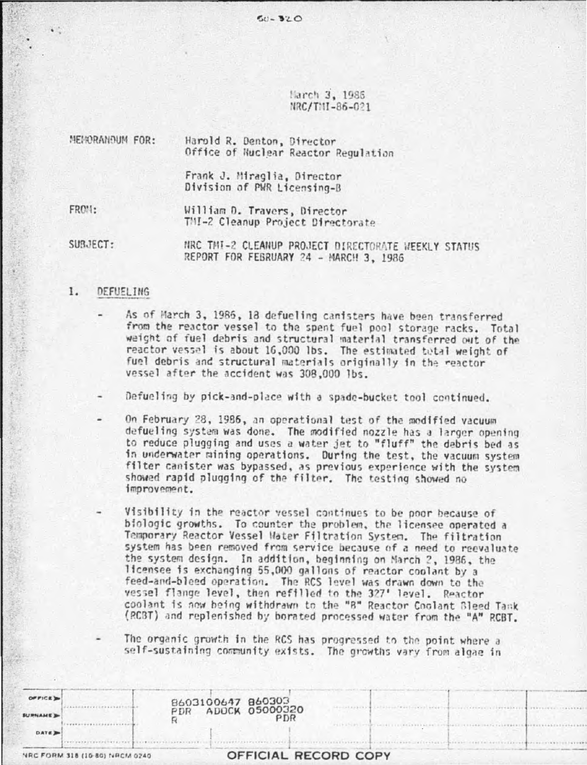50-320

March 3, 1986
NRC/TMI-86-021

MEMORANDUM FOR: Harold R. Denton, Director
Office of Nuclear Reactor Regulation

Frank J. Miraglia, Director
Division of PWR Licensing-B

FROM: William D. Travers, Director
TMI-2 Cleanup Project Directorate

SUBJECT: NRC TMI-2 CLEANUP PROJECT DIRECTORATE WEEKLY STATUS REPORT FOR FEBRUARY 24 - MARCH 3, 1986

## 1. DEFUELING

- As of March 3, 1986, 18 defueling canisters have been transferred from the reactor vessel to the spent fuel pool storage racks. Total weight of fuel debris and structural material transferred out of the reactor vessel is about 16,000 lbs. The estimated total weight of fuel debris and structural materials originally in the reactor vessel after the accident was 308,000 lbs.

- Defueling by pick-and-place with a spade-bucket tool continued.

- On February 28, 1986, an operational test of the modified vacuum defueling system was done. The modified nozzle has a larger opening to reduce plugging and uses a water jet to "fluff" the debris bed as in underwater mining operations. During the test, the vacuum system filter canister was bypassed, as previous experience with the system showed rapid plugging of the filter. The testing showed no improvement.

- Visibility in the reactor vessel continues to be poor because of biologic growths. To counter the problem, the licensee operated a Temporary Reactor Vessel Water Filtration System. The filtration system has been removed from service because of a need to reevaluate the system design. In addition, beginning on March 2, 1986, the licensee is exchanging 55,000 gallons of reactor coolant by a feed-and-bleed operation. The RCS level was drawn down to the vessel flange level, then refilled to the 327' level. Reactor coolant is now being withdrawn to the "B" Reactor Coolant Bleed Tank (RCBT) and replenished by borated processed water from the "A" RCBT.

- The organic growth in the RCS has progressed to the point where a self-sustaining community exists. The growths vary from algae in

8603100647 860303
PDR ADOCK 05000320
R PDR

OFFICIAL RECORD COPY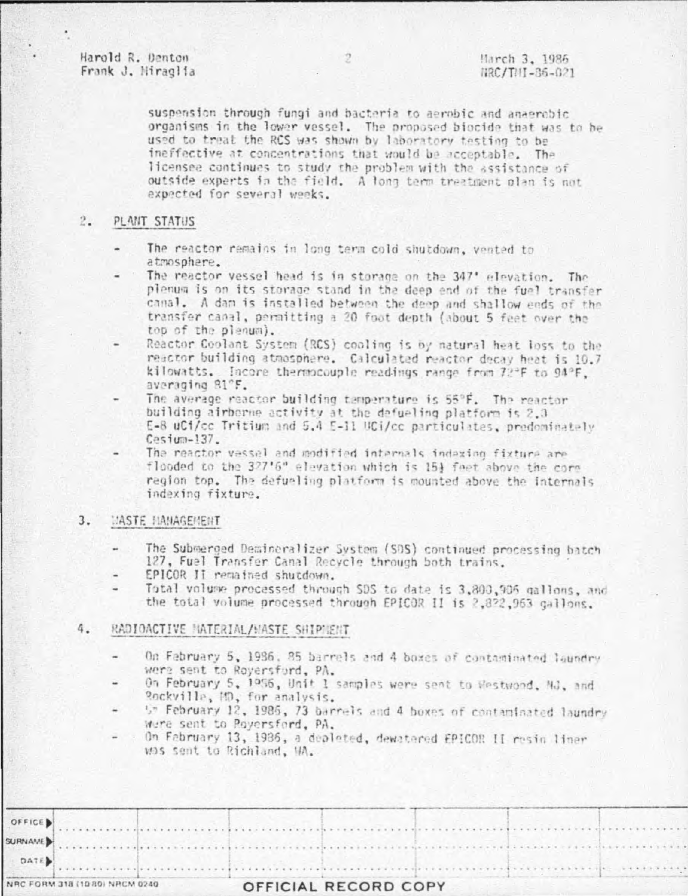suspension through fungi and bacteria to aerobic and anaerobic organisms in the lower vessel. The proposed biocide that was to be used to treat the RCS was shown by laboratory testing to be ineffective at concentrations that would be acceptable. The licensee continues to study the problem with the assistance of outside experts in the field. A long term treatment plan is not expected for several weeks.

## 2. PLANT STATUS

- The reactor remains in long term cold shutdown, vented to atmosphere.
- The reactor vessel head is in storage on the 347' elevation. The plenum is on its storage stand in the deep end of the fuel transfer canal. A dam is installed between the deep and shallow ends of the transfer canal, permitting a 20 foot depth (about 5 feet over the top of the plenum).
- Reactor Coolant System (RCS) cooling is by natural heat loss to the reactor building atmosphere. Calculated reactor decay heat is 10.7 kilowatts. Incore thermocouple readings range from 72°F to 94°F, averaging 81°F.
- The average reactor building temperature is 55°F. The reactor building airborne activity at the defueling platform is 2.0 E-8 uCi/cc Tritium and 5.4 E-11 UCi/cc particulates, predominately Cesium-137.
- The reactor vessel and modified internals indexing fixture are flooded to the 327'6" elevation which is 15½ feet above the core region top. The defueling platform is mounted above the internals indexing fixture.

## 3. WASTE MANAGEMENT

- The Submerged Demineralizer System (SDS) continued processing batch 127, Fuel Transfer Canal Recycle through both trains.
- EPICOR II remained shutdown.
- Total volume processed through SDS to date is 3,800,906 gallons, and the total volume processed through EPICOR II is 2,822,963 gallons.

## 4. RADIOACTIVE MATERIAL/WASTE SHIPMENT

- On February 5, 1986, 85 barrels and 4 boxes of contaminated laundry were sent to Royersford, PA.
- On February 5, 1986, Unit 1 samples were sent to Westwood, NJ, and Rockville, MD, for analysis.
- On February 12, 1986, 73 barrels and 4 boxes of contaminated laundry were sent to Royersford, PA.
- On February 13, 1986, a depleted, dewatered EPICOR II resin liner was sent to Richland, WA.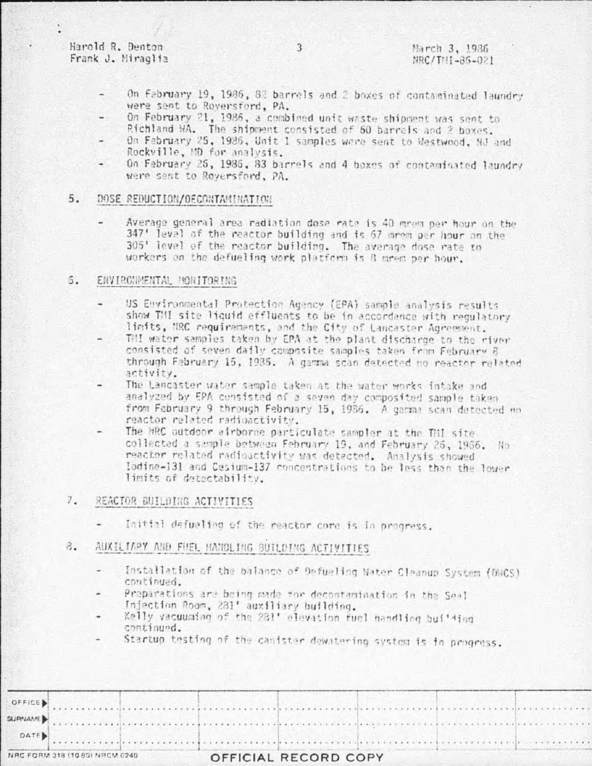- On February 19, 1986, 82 barrels and 2 boxes of contaminated laundry were sent to Royersford, PA.
- On February 21, 1986, a combined unit waste shipment was sent to Richland WA. The shipment consisted of 60 barrels and 2 boxes.
- On February 25, 1986, Unit 1 samples were sent to Westwood, NJ and Rockville, MD for analysis.
- On February 26, 1986, 83 barrels and 4 boxes of contaminated laundry were sent to Royersford, PA.

## 5. DOSE REDUCTION/DECONTAMINATION

- Average general area radiation dose rate is 40 mrem per hour on the 347' level of the reactor building and is 67 mrem per hour on the 305' level of the reactor building. The average dose rate to workers on the defueling work platform is 8 mrem per hour.

## 6. ENVIRONMENTAL MONITORING

- US Environmental Protection Agency (EPA) sample analysis results show TMI site liquid effluents to be in accordance with regulatory limits, NRC requirements, and the City of Lancaster Agreement.
- TMI water samples taken by EPA at the plant discharge to the river consisted of seven daily composite samples taken from February 8 through February 15, 1986. A gamma scan detected no reactor related activity.
- The Lancaster water sample taken at the water works intake and analyzed by EPA consisted of a seven day composited sample taken from February 9 through February 15, 1986. A gamma scan detected no reactor related radioactivity.
- The NRC outdoor airborne particulate sampler at the TMI site collected a sample between February 19, and February 26, 1986. No reactor related radioactivity was detected. Analysis showed Iodine-131 and Cesium-137 concentrations to be less than the lower limits of detectability.

## 7. REACTOR BUILDING ACTIVITIES

- Initial defueling of the reactor core is in progress.

## 8. AUXILIARY AND FUEL HANDLING BUILDING ACTIVITIES

- Installation of the balance of Defueling Water Cleanup System (DWCS) continued.
- Preparations are being made for decontamination in the Seal Injection Room, 281' auxiliary building.
- Kelly vacuuming of the 281' elevation fuel handling building continued.
- Startup testing of the canister dewatering system is in progress.

| OFFICE | | | | | | | |
|---|---|---|---|---|---|---|---|
| SURNAME | | | | | | | |
| DATE | | | | | | | |

NRC FORM 318 (10 80) NRCM 0240

OFFICIAL RECORD COPY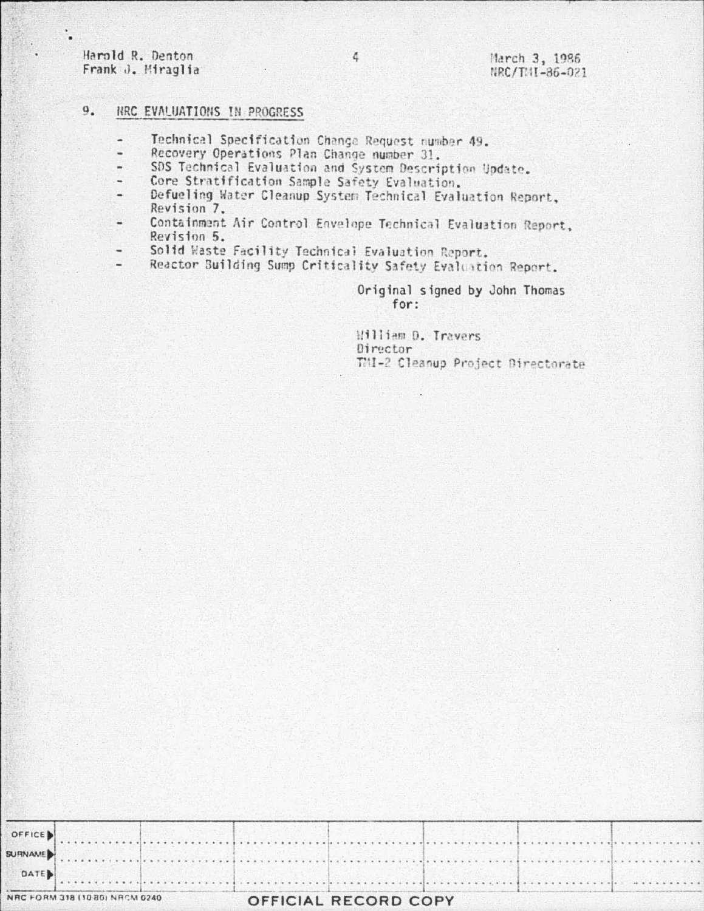## 9. NRC EVALUATIONS IN PROGRESS

- Technical Specification Change Request number 49.
- Recovery Operations Plan Change number 31.
- SDS Technical Evaluation and System Description Update.
- Core Stratification Sample Safety Evaluation.
- Defueling Water Cleanup System Technical Evaluation Report, Revision 7.
- Containment Air Control Envelope Technical Evaluation Report, Revision 5.
- Solid Waste Facility Technical Evaluation Report.
- Reactor Building Sump Criticality Safety Evaluation Report.

Original signed by John Thomas
for:

William D. Travers
Director
TMI-2 Cleanup Project Directorate

| OFFICE | | | | | | | |
|---|---|---|---|---|---|---|---|
| SURNAME | | | | | | | |
| DATE | | | | | | | |

NRC FORM 318 (10 80) NRCM 0240

OFFICIAL RECORD COPY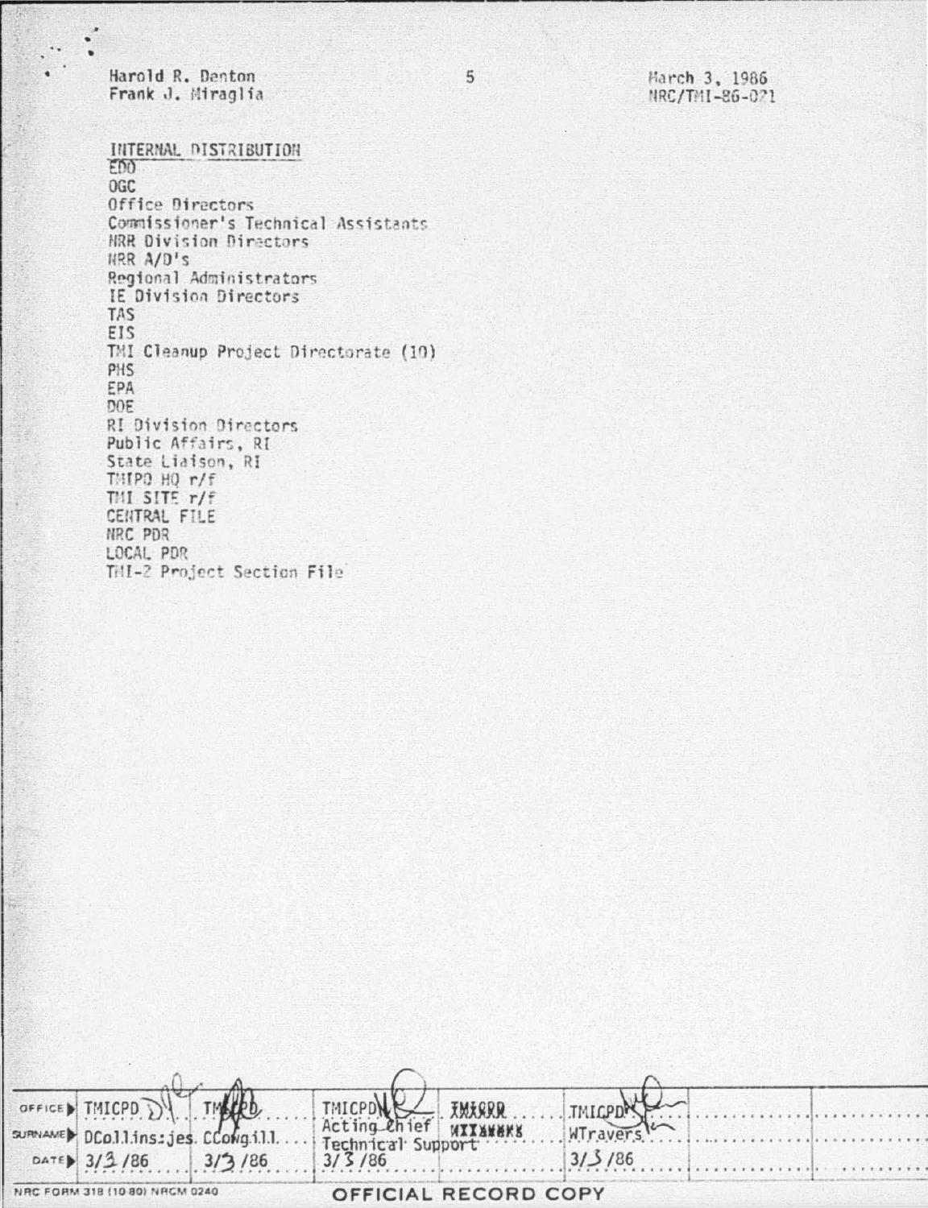INTERNAL DISTRIBUTION

EDO
OGC
Office Directors
Commissioner's Technical Assistants
NRR Division Directors
NRR A/D's
Regional Administrators
IE Division Directors
TAS
EIS
TMI Cleanup Project Directorate (10)
PHS
EPA
DOE
RI Division Directors
Public Affairs, RI
State Liaison, RI
TMIPO HQ r/f
TMI SITE r/f
CENTRAL FILE
NRC PDR
LOCAL PDR
TMI-2 Project Section File

| | | | | | | | |
|---|---|---|---|---|---|---|---|
| OFFICE | TMICPD | TMICPD | TMICPD | TMICPD | TMICPD | | |
| SURNAME | DCollins:jes | CCowgill | Acting Chief Technical Support | | WTravers | | |
| DATE | 3/3/86 | 3/3/86 | 3/3/86 | | 3/3/86 | | |

NRC FORM 318 (10-80) NRCM 0240

OFFICIAL RECORD COPY